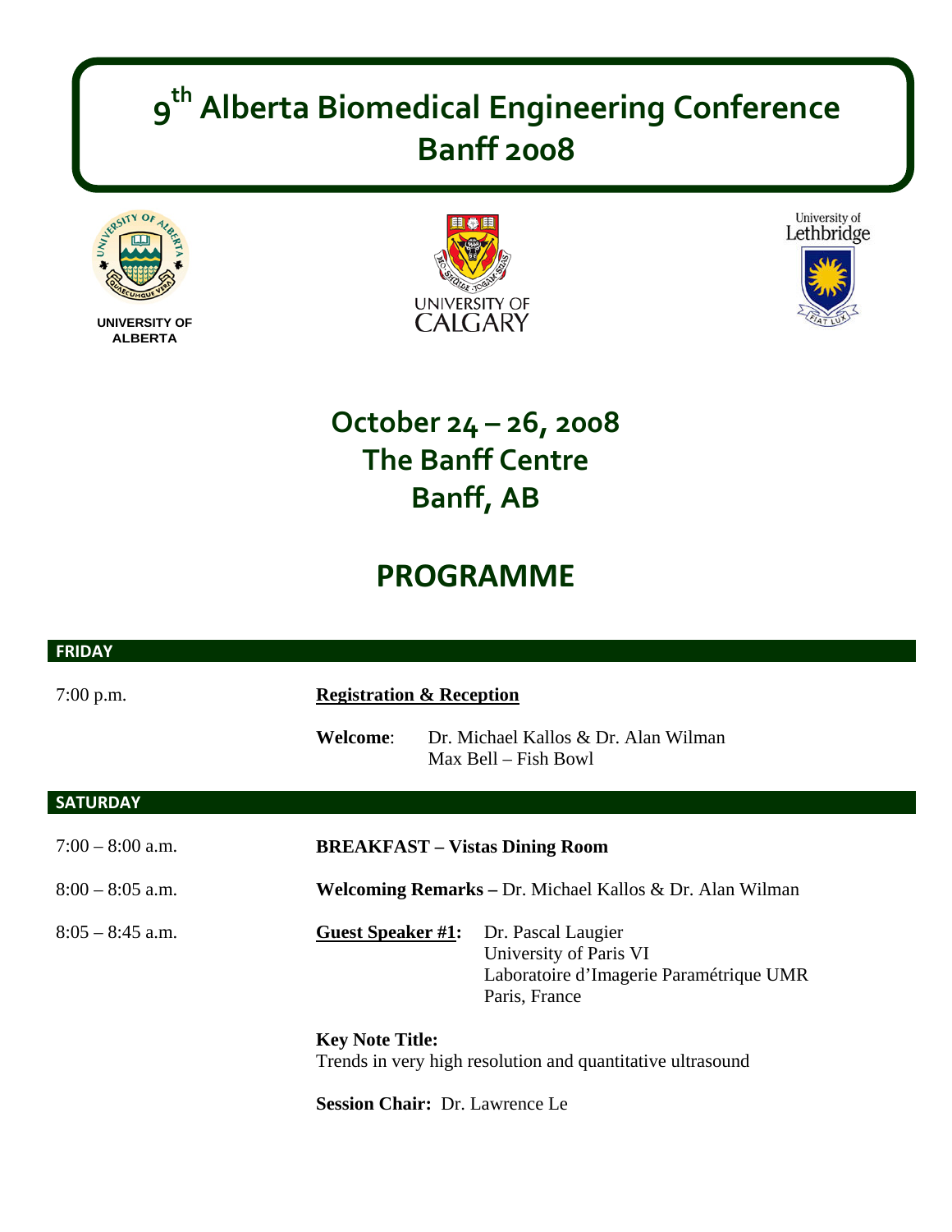# 9th Alberta Biomedical Engineering Conference Banff 2008

UNIVERSITY OF ALBERTA

UNIVERSITY OF CALGARY

University of Lethbridge

## October 24 – 26, 2008
## The Banff Centre
## Banff, AB

# PROGRAMME

## FRIDAY

7:00 p.m. — **Registration & Reception**

**Welcome**: Dr. Michael Kallos & Dr. Alan Wilman
Max Bell – Fish Bowl

## SATURDAY

7:00 – 8:00 a.m. — **BREAKFAST – Vistas Dining Room**

8:00 – 8:05 a.m. — **Welcoming Remarks –** Dr. Michael Kallos & Dr. Alan Wilman

8:05 – 8:45 a.m. — **Guest Speaker #1:** Dr. Pascal Laugier
University of Paris VI
Laboratoire d'Imagerie Paramétrique UMR
Paris, France

**Key Note Title:**
Trends in very high resolution and quantitative ultrasound

**Session Chair:** Dr. Lawrence Le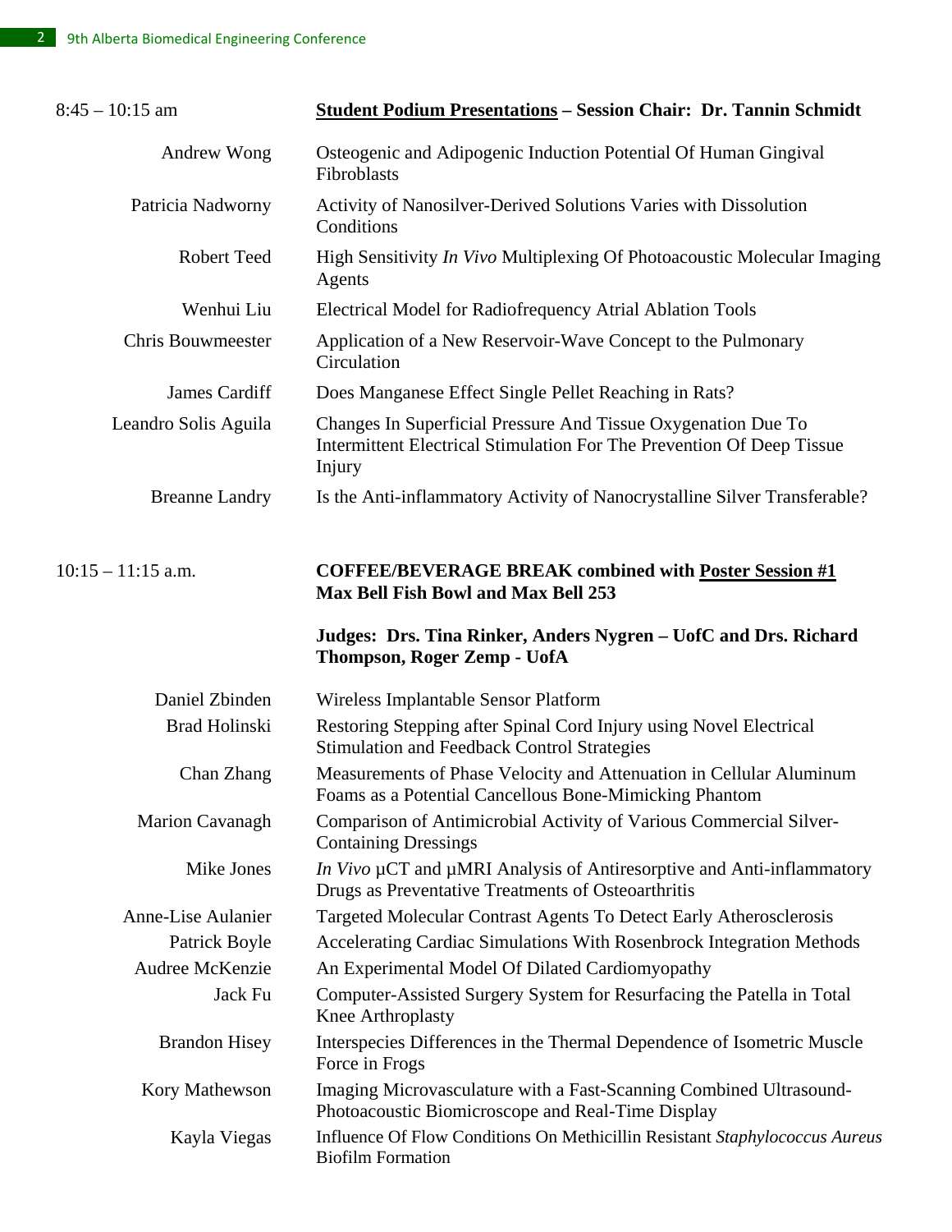| | |
|---|---|
| 8:45 – 10:15 am | **Student Podium Presentations – Session Chair: Dr. Tannin Schmidt** |
| Andrew Wong | Osteogenic and Adipogenic Induction Potential Of Human Gingival Fibroblasts |
| Patricia Nadworny | Activity of Nanosilver-Derived Solutions Varies with Dissolution Conditions |
| Robert Teed | High Sensitivity *In Vivo* Multiplexing Of Photoacoustic Molecular Imaging Agents |
| Wenhui Liu | Electrical Model for Radiofrequency Atrial Ablation Tools |
| Chris Bouwmeester | Application of a New Reservoir-Wave Concept to the Pulmonary Circulation |
| James Cardiff | Does Manganese Effect Single Pellet Reaching in Rats? |
| Leandro Solis Aguila | Changes In Superficial Pressure And Tissue Oxygenation Due To Intermittent Electrical Stimulation For The Prevention Of Deep Tissue Injury |
| Breanne Landry | Is the Anti-inflammatory Activity of Nanocrystalline Silver Transferable? |
| 10:15 – 11:15 a.m. | **COFFEE/BEVERAGE BREAK combined with Poster Session #1 Max Bell Fish Bowl and Max Bell 253** |
| | **Judges: Drs. Tina Rinker, Anders Nygren – UofC and Drs. Richard Thompson, Roger Zemp - UofA** |
| Daniel Zbinden | Wireless Implantable Sensor Platform |
| Brad Holinski | Restoring Stepping after Spinal Cord Injury using Novel Electrical Stimulation and Feedback Control Strategies |
| Chan Zhang | Measurements of Phase Velocity and Attenuation in Cellular Aluminum Foams as a Potential Cancellous Bone-Mimicking Phantom |
| Marion Cavanagh | Comparison of Antimicrobial Activity of Various Commercial Silver-Containing Dressings |
| Mike Jones | *In Vivo* µCT and µMRI Analysis of Antiresorptive and Anti-inflammatory Drugs as Preventative Treatments of Osteoarthritis |
| Anne-Lise Aulanier | Targeted Molecular Contrast Agents To Detect Early Atherosclerosis |
| Patrick Boyle | Accelerating Cardiac Simulations With Rosenbrock Integration Methods |
| Audree McKenzie | An Experimental Model Of Dilated Cardiomyopathy |
| Jack Fu | Computer-Assisted Surgery System for Resurfacing the Patella in Total Knee Arthroplasty |
| Brandon Hisey | Interspecies Differences in the Thermal Dependence of Isometric Muscle Force in Frogs |
| Kory Mathewson | Imaging Microvasculature with a Fast-Scanning Combined Ultrasound-Photoacoustic Biomicroscope and Real-Time Display |
| Kayla Viegas | Influence Of Flow Conditions On Methicillin Resistant *Staphylococcus Aureus* Biofilm Formation |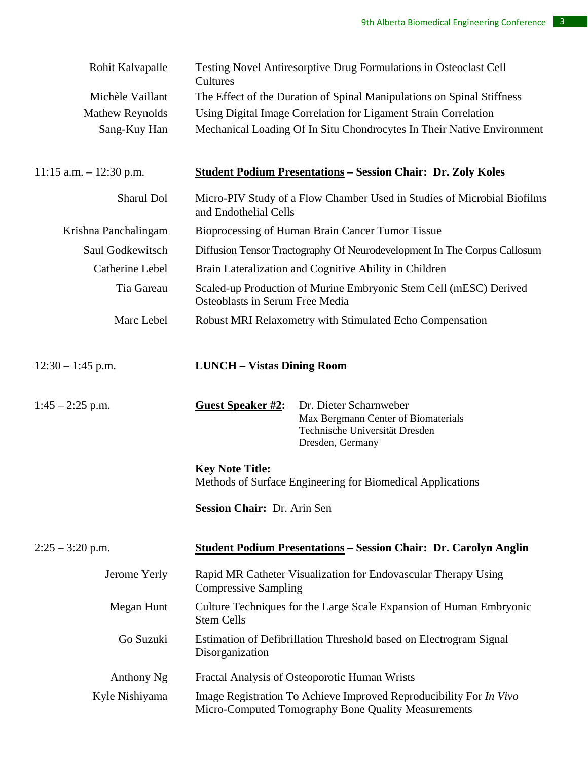| | |
|---|---|
| Rohit Kalvapalle | Testing Novel Antiresorptive Drug Formulations in Osteoclast Cell Cultures |
| Michèle Vaillant | The Effect of the Duration of Spinal Manipulations on Spinal Stiffness |
| Mathew Reynolds | Using Digital Image Correlation for Ligament Strain Correlation |
| Sang-Kuy Han | Mechanical Loading Of In Situ Chondrocytes In Their Native Environment |

**11:15 a.m. – 12:30 p.m.** **Student Podium Presentations – Session Chair: Dr. Zoly Koles**

| | |
|---|---|
| Sharul Dol | Micro-PIV Study of a Flow Chamber Used in Studies of Microbial Biofilms and Endothelial Cells |
| Krishna Panchalingam | Bioprocessing of Human Brain Cancer Tumor Tissue |
| Saul Godkewitsch | Diffusion Tensor Tractography Of Neurodevelopment In The Corpus Callosum |
| Catherine Lebel | Brain Lateralization and Cognitive Ability in Children |
| Tia Gareau | Scaled-up Production of Murine Embryonic Stem Cell (mESC) Derived Osteoblasts in Serum Free Media |
| Marc Lebel | Robust MRI Relaxometry with Stimulated Echo Compensation |

**12:30 – 1:45 p.m.** **LUNCH – Vistas Dining Room**

**1:45 – 2:25 p.m.** **Guest Speaker #2:** Dr. Dieter Scharnweber
Max Bergmann Center of Biomaterials
Technische Universität Dresden
Dresden, Germany

**Key Note Title:**
Methods of Surface Engineering for Biomedical Applications

**Session Chair:** Dr. Arin Sen

**2:25 – 3:20 p.m.** **Student Podium Presentations – Session Chair: Dr. Carolyn Anglin**

| | |
|---|---|
| Jerome Yerly | Rapid MR Catheter Visualization for Endovascular Therapy Using Compressive Sampling |
| Megan Hunt | Culture Techniques for the Large Scale Expansion of Human Embryonic Stem Cells |
| Go Suzuki | Estimation of Defibrillation Threshold based on Electrogram Signal Disorganization |
| Anthony Ng | Fractal Analysis of Osteoporotic Human Wrists |
| Kyle Nishiyama | Image Registration To Achieve Improved Reproducibility For *In Vivo* Micro-Computed Tomography Bone Quality Measurements |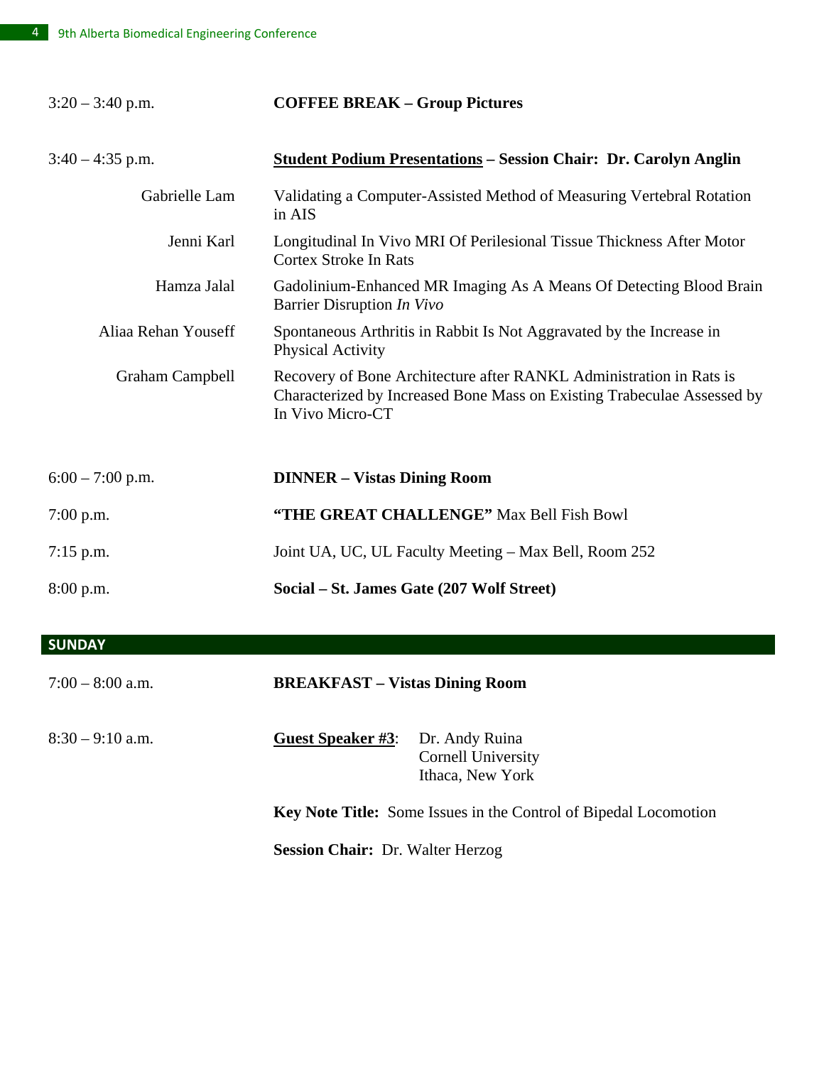3:20 – 3:40 p.m. **COFFEE BREAK – Group Pictures**

3:40 – 4:35 p.m. **<u>Student Podium Presentations</u> – Session Chair: Dr. Carolyn Anglin**

| | |
|---|---|
| Gabrielle Lam | Validating a Computer-Assisted Method of Measuring Vertebral Rotation in AIS |
| Jenni Karl | Longitudinal In Vivo MRI Of Perilesional Tissue Thickness After Motor Cortex Stroke In Rats |
| Hamza Jalal | Gadolinium-Enhanced MR Imaging As A Means Of Detecting Blood Brain Barrier Disruption *In Vivo* |
| Aliaa Rehan Youseff | Spontaneous Arthritis in Rabbit Is Not Aggravated by the Increase in Physical Activity |
| Graham Campbell | Recovery of Bone Architecture after RANKL Administration in Rats is Characterized by Increased Bone Mass on Existing Trabeculae Assessed by In Vivo Micro-CT |

6:00 – 7:00 p.m. **DINNER – Vistas Dining Room**

7:00 p.m. **"THE GREAT CHALLENGE"** Max Bell Fish Bowl

7:15 p.m. Joint UA, UC, UL Faculty Meeting – Max Bell, Room 252

8:00 p.m. **Social – St. James Gate (207 Wolf Street)**

## SUNDAY

7:00 – 8:00 a.m. **BREAKFAST – Vistas Dining Room**

8:30 – 9:10 a.m. **<u>Guest Speaker #3</u>:** Dr. Andy Ruina
Cornell University
Ithaca, New York

**Key Note Title:** Some Issues in the Control of Bipedal Locomotion

**Session Chair:** Dr. Walter Herzog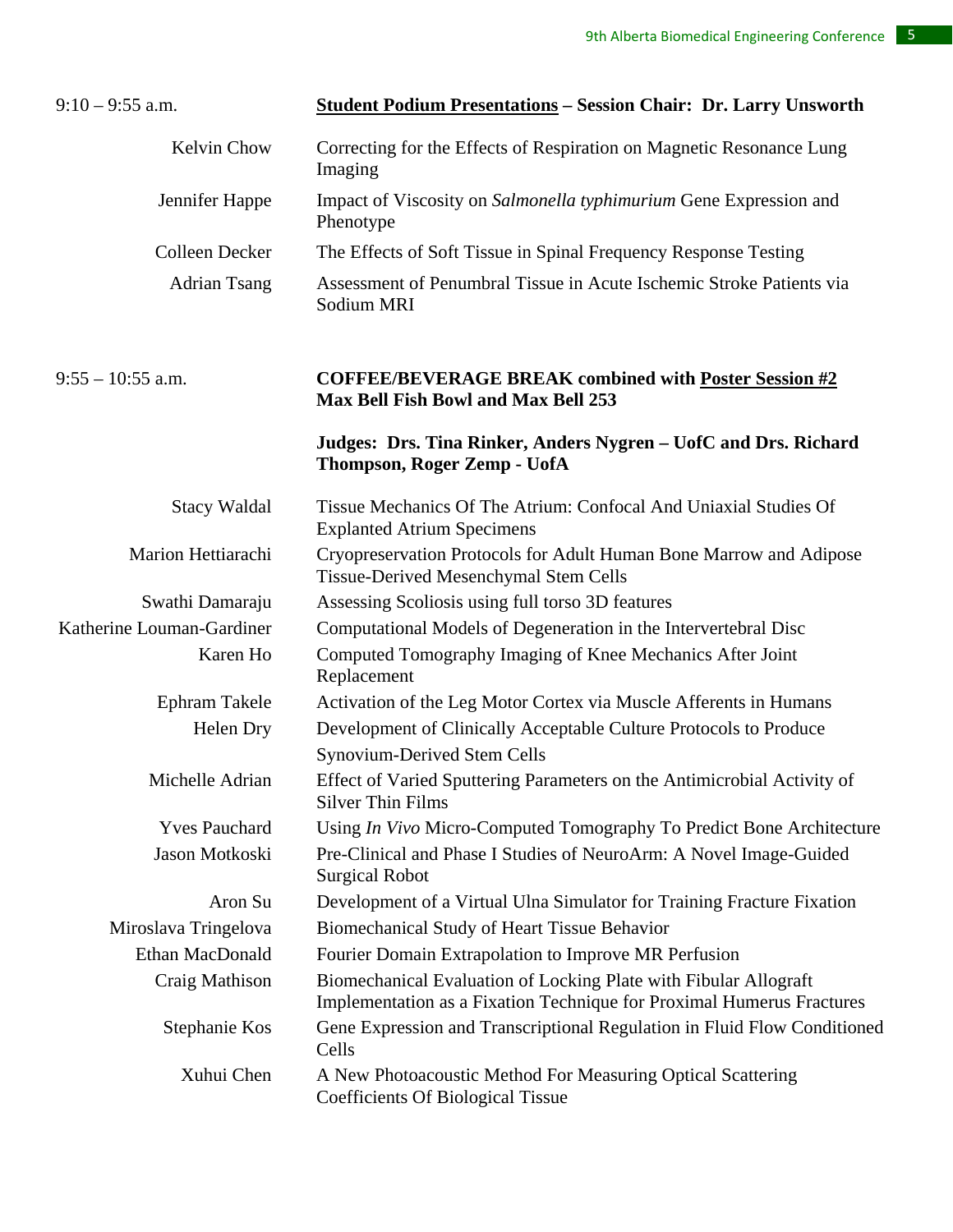9:10 – 9:55 a.m. **Student Podium Presentations – Session Chair: Dr. Larry Unsworth**

| | |
|---|---|
| Kelvin Chow | Correcting for the Effects of Respiration on Magnetic Resonance Lung Imaging |
| Jennifer Happe | Impact of Viscosity on *Salmonella typhimurium* Gene Expression and Phenotype |
| Colleen Decker | The Effects of Soft Tissue in Spinal Frequency Response Testing |
| Adrian Tsang | Assessment of Penumbral Tissue in Acute Ischemic Stroke Patients via Sodium MRI |

9:55 – 10:55 a.m. **COFFEE/BEVERAGE BREAK combined with Poster Session #2**
**Max Bell Fish Bowl and Max Bell 253**

**Judges: Drs. Tina Rinker, Anders Nygren – UofC and Drs. Richard Thompson, Roger Zemp - UofA**

| | |
|---|---|
| Stacy Waldal | Tissue Mechanics Of The Atrium: Confocal And Uniaxial Studies Of Explanted Atrium Specimens |
| Marion Hettiarachi | Cryopreservation Protocols for Adult Human Bone Marrow and Adipose Tissue-Derived Mesenchymal Stem Cells |
| Swathi Damaraju | Assessing Scoliosis using full torso 3D features |
| Katherine Louman-Gardiner | Computational Models of Degeneration in the Intervertebral Disc |
| Karen Ho | Computed Tomography Imaging of Knee Mechanics After Joint Replacement |
| Ephram Takele | Activation of the Leg Motor Cortex via Muscle Afferents in Humans |
| Helen Dry | Development of Clinically Acceptable Culture Protocols to Produce Synovium-Derived Stem Cells |
| Michelle Adrian | Effect of Varied Sputtering Parameters on the Antimicrobial Activity of Silver Thin Films |
| Yves Pauchard | Using *In Vivo* Micro-Computed Tomography To Predict Bone Architecture |
| Jason Motkoski | Pre-Clinical and Phase I Studies of NeuroArm: A Novel Image-Guided Surgical Robot |
| Aron Su | Development of a Virtual Ulna Simulator for Training Fracture Fixation |
| Miroslava Tringelova | Biomechanical Study of Heart Tissue Behavior |
| Ethan MacDonald | Fourier Domain Extrapolation to Improve MR Perfusion |
| Craig Mathison | Biomechanical Evaluation of Locking Plate with Fibular Allograft Implementation as a Fixation Technique for Proximal Humerus Fractures |
| Stephanie Kos | Gene Expression and Transcriptional Regulation in Fluid Flow Conditioned Cells |
| Xuhui Chen | A New Photoacoustic Method For Measuring Optical Scattering Coefficients Of Biological Tissue |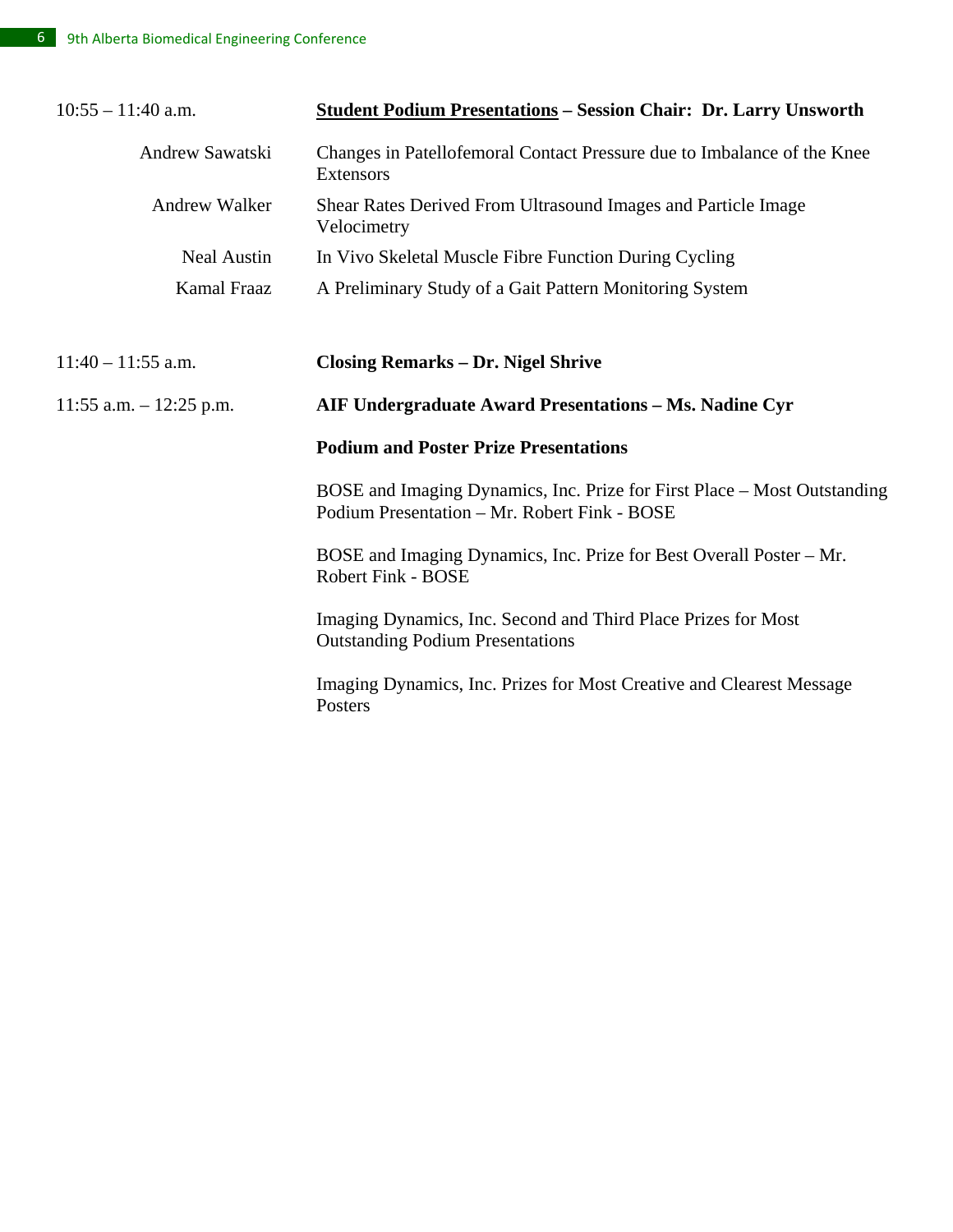10:55 – 11:40 a.m. **<u>Student Podium Presentations</u> – Session Chair: Dr. Larry Unsworth**

| | |
|---|---|
| Andrew Sawatski | Changes in Patellofemoral Contact Pressure due to Imbalance of the Knee Extensors |
| Andrew Walker | Shear Rates Derived From Ultrasound Images and Particle Image Velocimetry |
| Neal Austin | In Vivo Skeletal Muscle Fibre Function During Cycling |
| Kamal Fraaz | A Preliminary Study of a Gait Pattern Monitoring System |

11:40 – 11:55 a.m. **Closing Remarks – Dr. Nigel Shrive**

11:55 a.m. – 12:25 p.m. **AIF Undergraduate Award Presentations – Ms. Nadine Cyr**

**Podium and Poster Prize Presentations**

BOSE and Imaging Dynamics, Inc. Prize for First Place – Most Outstanding Podium Presentation – Mr. Robert Fink - BOSE

BOSE and Imaging Dynamics, Inc. Prize for Best Overall Poster – Mr. Robert Fink - BOSE

Imaging Dynamics, Inc. Second and Third Place Prizes for Most Outstanding Podium Presentations

Imaging Dynamics, Inc. Prizes for Most Creative and Clearest Message Posters